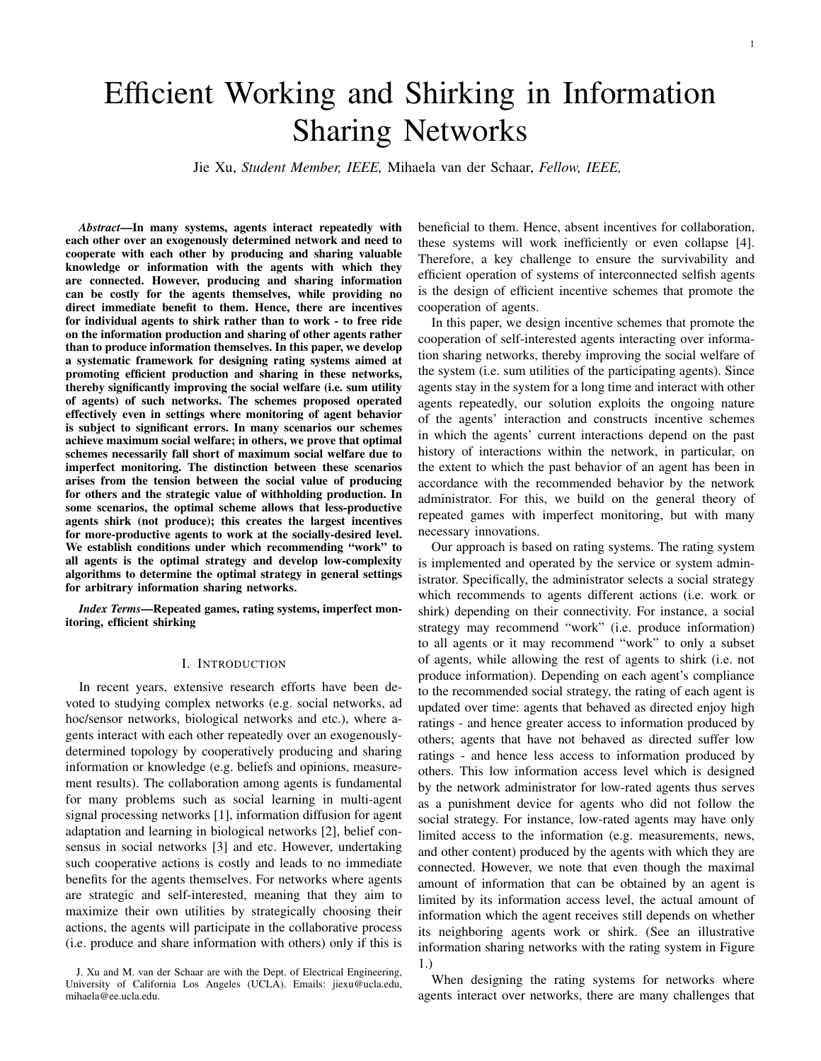# Efficient Working and Shirking in Information Sharing Networks

Jie Xu, *Student Member, IEEE,* Mihaela van der Schaar, *Fellow, IEEE,*

***Abstract*—In many systems, agents interact repeatedly with each other over an exogenously determined network and need to cooperate with each other by producing and sharing valuable knowledge or information with the agents with which they are connected. However, producing and sharing information can be costly for the agents themselves, while providing no direct immediate benefit to them. Hence, there are incentives for individual agents to shirk rather than to work - to free ride on the information production and sharing of other agents rather than to produce information themselves. In this paper, we develop a systematic framework for designing rating systems aimed at promoting efficient production and sharing in these networks, thereby significantly improving the social welfare (i.e. sum utility of agents) of such networks. The schemes proposed operated effectively even in settings where monitoring of agent behavior is subject to significant errors. In many scenarios our schemes achieve maximum social welfare; in others, we prove that optimal schemes necessarily fall short of maximum social welfare due to imperfect monitoring. The distinction between these scenarios arises from the tension between the social value of producing for others and the strategic value of withholding production. In some scenarios, the optimal scheme allows that less-productive agents shirk (not produce); this creates the largest incentives for more-productive agents to work at the socially-desired level. We establish conditions under which recommending "work" to all agents is the optimal strategy and develop low-complexity algorithms to determine the optimal strategy in general settings for arbitrary information sharing networks.**

***Index Terms*—Repeated games, rating systems, imperfect monitoring, efficient shirking**

## I. Introduction

In recent years, extensive research efforts have been devoted to studying complex networks (e.g. social networks, ad hoc/sensor networks, biological networks and etc.), where agents interact with each other repeatedly over an exogenously-determined topology by cooperatively producing and sharing information or knowledge (e.g. beliefs and opinions, measurement results). The collaboration among agents is fundamental for many problems such as social learning in multi-agent signal processing networks [1], information diffusion for agent adaptation and learning in biological networks [2], belief consensus in social networks [3] and etc. However, undertaking such cooperative actions is costly and leads to no immediate benefits for the agents themselves. For networks where agents are strategic and self-interested, meaning that they aim to maximize their own utilities by strategically choosing their actions, the agents will participate in the collaborative process (i.e. produce and share information with others) only if this is beneficial to them. Hence, absent incentives for collaboration, these systems will work inefficiently or even collapse [4]. Therefore, a key challenge to ensure the survivability and efficient operation of systems of interconnected selfish agents is the design of efficient incentive schemes that promote the cooperation of agents.

In this paper, we design incentive schemes that promote the cooperation of self-interested agents interacting over information sharing networks, thereby improving the social welfare of the system (i.e. sum utilities of the participating agents). Since agents stay in the system for a long time and interact with other agents repeatedly, our solution exploits the ongoing nature of the agents' interaction and constructs incentive schemes in which the agents' current interactions depend on the past history of interactions within the network, in particular, on the extent to which the past behavior of an agent has been in accordance with the recommended behavior by the network administrator. For this, we build on the general theory of repeated games with imperfect monitoring, but with many necessary innovations.

Our approach is based on rating systems. The rating system is implemented and operated by the service or system administrator. Specifically, the administrator selects a social strategy which recommends to agents different actions (i.e. work or shirk) depending on their connectivity. For instance, a social strategy may recommend "work" (i.e. produce information) to all agents or it may recommend "work" to only a subset of agents, while allowing the rest of agents to shirk (i.e. not produce information). Depending on each agent's compliance to the recommended social strategy, the rating of each agent is updated over time: agents that behaved as directed enjoy high ratings - and hence greater access to information produced by others; agents that have not behaved as directed suffer low ratings - and hence less access to information produced by others. This low information access level which is designed by the network administrator for low-rated agents thus serves as a punishment device for agents who did not follow the social strategy. For instance, low-rated agents may have only limited access to the information (e.g. measurements, news, and other content) produced by the agents with which they are connected. However, we note that even though the maximal amount of information that can be obtained by an agent is limited by its information access level, the actual amount of information which the agent receives still depends on whether its neighboring agents work or shirk. (See an illustrative information sharing networks with the rating system in Figure 1.)

When designing the rating systems for networks where agents interact over networks, there are many challenges that

J. Xu and M. van der Schaar are with the Dept. of Electrical Engineering, University of California Los Angeles (UCLA). Emails: jiexu@ucla.edu, mihaela@ee.ucla.edu.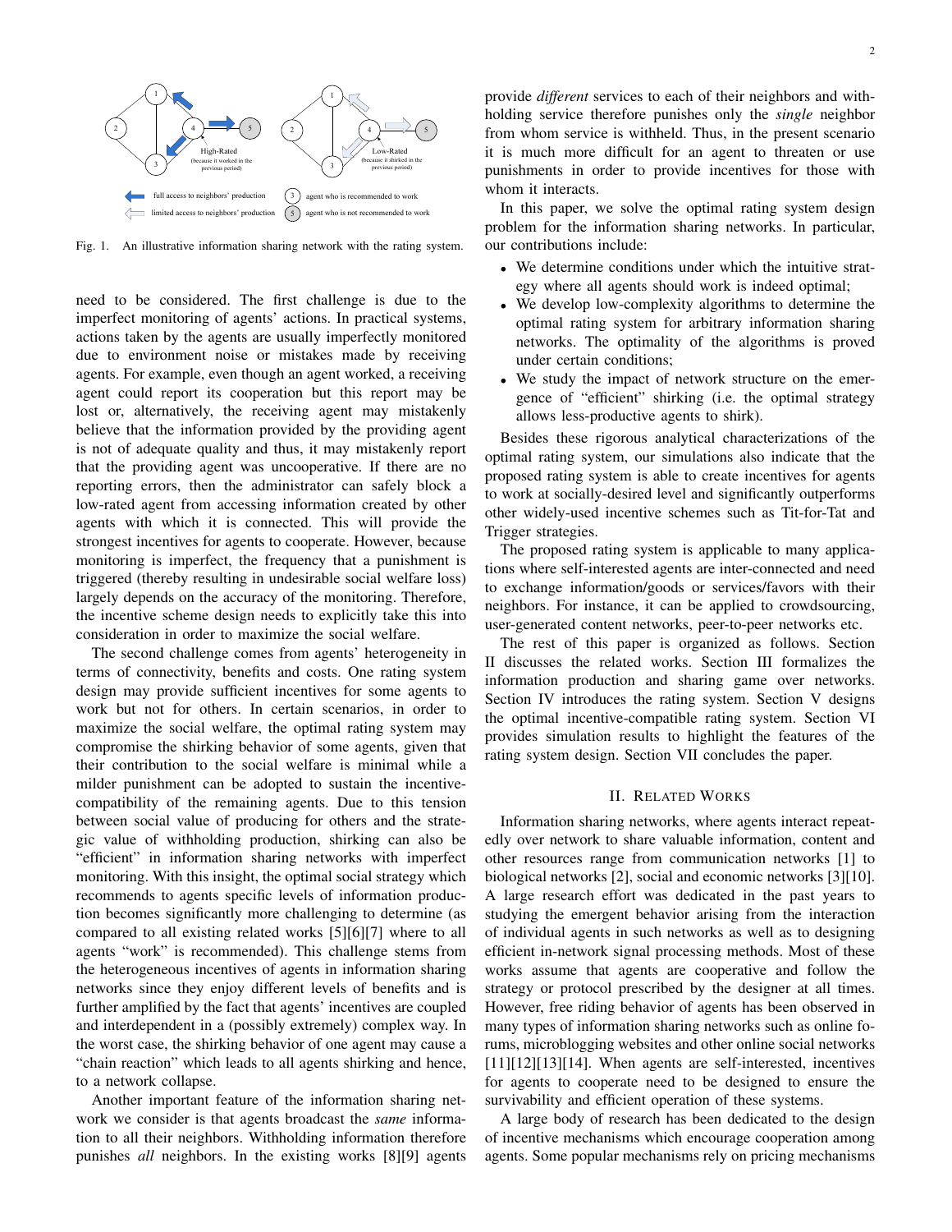Fig. 1. An illustrative information sharing network with the rating system.

need to be considered. The first challenge is due to the imperfect monitoring of agents' actions. In practical systems, actions taken by the agents are usually imperfectly monitored due to environment noise or mistakes made by receiving agents. For example, even though an agent worked, a receiving agent could report its cooperation but this report may be lost or, alternatively, the receiving agent may mistakenly believe that the information provided by the providing agent is not of adequate quality and thus, it may mistakenly report that the providing agent was uncooperative. If there are no reporting errors, then the administrator can safely block a low-rated agent from accessing information created by other agents with which it is connected. This will provide the strongest incentives for agents to cooperate. However, because monitoring is imperfect, the frequency that a punishment is triggered (thereby resulting in undesirable social welfare loss) largely depends on the accuracy of the monitoring. Therefore, the incentive scheme design needs to explicitly take this into consideration in order to maximize the social welfare.

The second challenge comes from agents' heterogeneity in terms of connectivity, benefits and costs. One rating system design may provide sufficient incentives for some agents to work but not for others. In certain scenarios, in order to maximize the social welfare, the optimal rating system may compromise the shirking behavior of some agents, given that their contribution to the social welfare is minimal while a milder punishment can be adopted to sustain the incentive-compatibility of the remaining agents. Due to this tension between social value of producing for others and the strategic value of withholding production, shirking can also be "efficient" in information sharing networks with imperfect monitoring. With this insight, the optimal social strategy which recommends to agents specific levels of information production becomes significantly more challenging to determine (as compared to all existing related works [5][6][7] where to all agents "work" is recommended). This challenge stems from the heterogeneous incentives of agents in information sharing networks since they enjoy different levels of benefits and is further amplified by the fact that agents' incentives are coupled and interdependent in a (possibly extremely) complex way. In the worst case, the shirking behavior of one agent may cause a "chain reaction" which leads to all agents shirking and hence, to a network collapse.

Another important feature of the information sharing network we consider is that agents broadcast the *same* information to all their neighbors. Withholding information therefore punishes *all* neighbors. In the existing works [8][9] agents provide *different* services to each of their neighbors and withholding service therefore punishes only the *single* neighbor from whom service is withheld. Thus, in the present scenario it is much more difficult for an agent to threaten or use punishments in order to provide incentives for those with whom it interacts.

In this paper, we solve the optimal rating system design problem for the information sharing networks. In particular, our contributions include:

- We determine conditions under which the intuitive strategy where all agents should work is indeed optimal;
- We develop low-complexity algorithms to determine the optimal rating system for arbitrary information sharing networks. The optimality of the algorithms is proved under certain conditions;
- We study the impact of network structure on the emergence of "efficient" shirking (i.e. the optimal strategy allows less-productive agents to shirk).

Besides these rigorous analytical characterizations of the optimal rating system, our simulations also indicate that the proposed rating system is able to create incentives for agents to work at socially-desired level and significantly outperforms other widely-used incentive schemes such as Tit-for-Tat and Trigger strategies.

The proposed rating system is applicable to many applications where self-interested agents are inter-connected and need to exchange information/goods or services/favors with their neighbors. For instance, it can be applied to crowdsourcing, user-generated content networks, peer-to-peer networks etc.

The rest of this paper is organized as follows. Section II discusses the related works. Section III formalizes the information production and sharing game over networks. Section IV introduces the rating system. Section V designs the optimal incentive-compatible rating system. Section VI provides simulation results to highlight the features of the rating system design. Section VII concludes the paper.

## II. Related Works

Information sharing networks, where agents interact repeatedly over network to share valuable information, content and other resources range from communication networks [1] to biological networks [2], social and economic networks [3][10]. A large research effort was dedicated in the past years to studying the emergent behavior arising from the interaction of individual agents in such networks as well as to designing efficient in-network signal processing methods. Most of these works assume that agents are cooperative and follow the strategy or protocol prescribed by the designer at all times. However, free riding behavior of agents has been observed in many types of information sharing networks such as online forums, microblogging websites and other online social networks [11][12][13][14]. When agents are self-interested, incentives for agents to cooperate need to be designed to ensure the survivability and efficient operation of these systems.

A large body of research has been dedicated to the design of incentive mechanisms which encourage cooperation among agents. Some popular mechanisms rely on pricing mechanisms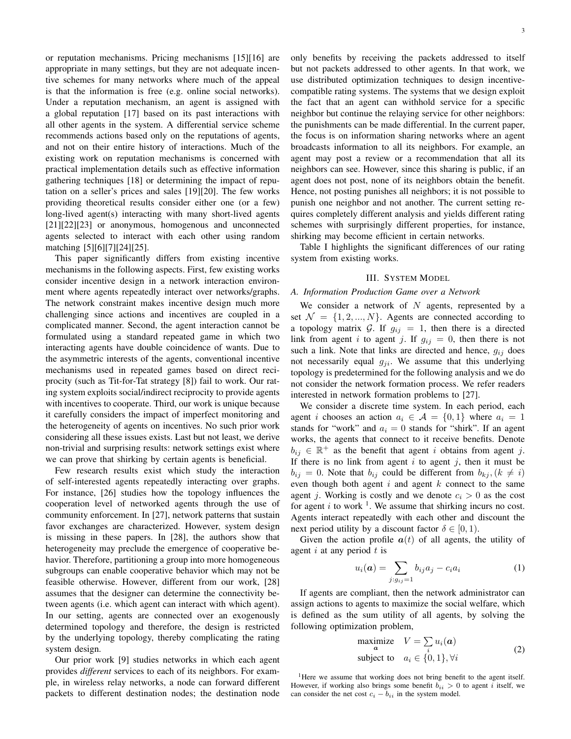or reputation mechanisms. Pricing mechanisms [15][16] are appropriate in many settings, but they are not adequate incentive schemes for many networks where much of the appeal is that the information is free (e.g. online social networks). Under a reputation mechanism, an agent is assigned with a global reputation [17] based on its past interactions with all other agents in the system. A differential service scheme recommends actions based only on the reputations of agents, and not on their entire history of interactions. Much of the existing work on reputation mechanisms is concerned with practical implementation details such as effective information gathering techniques [18] or determining the impact of reputation on a seller's prices and sales [19][20]. The few works providing theoretical results consider either one (or a few) long-lived agent(s) interacting with many short-lived agents [21][22][23] or anonymous, homogenous and unconnected agents selected to interact with each other using random matching [5][6][7][24][25].

This paper significantly differs from existing incentive mechanisms in the following aspects. First, few existing works consider incentive design in a network interaction environment where agents repeatedly interact over networks/graphs. The network constraint makes incentive design much more challenging since actions and incentives are coupled in a complicated manner. Second, the agent interaction cannot be formulated using a standard repeated game in which two interacting agents have double coincidence of wants. Due to the asymmetric interests of the agents, conventional incentive mechanisms used in repeated games based on direct reciprocity (such as Tit-for-Tat strategy [8]) fail to work. Our rating system exploits social/indirect reciprocity to provide agents with incentives to cooperate. Third, our work is unique because it carefully considers the impact of imperfect monitoring and the heterogeneity of agents on incentives. No such prior work considering all these issues exists. Last but not least, we derive non-trivial and surprising results: network settings exist where we can prove that shirking by certain agents is beneficial.

Few research results exist which study the interaction of self-interested agents repeatedly interacting over graphs. For instance, [26] studies how the topology influences the cooperation level of networked agents through the use of community enforcement. In [27], network patterns that sustain favor exchanges are characterized. However, system design is missing in these papers. In [28], the authors show that heterogeneity may preclude the emergence of cooperative behavior. Therefore, partitioning a group into more homogeneous subgroups can enable cooperative behavior which may not be feasible otherwise. However, different from our work, [28] assumes that the designer can determine the connectivity between agents (i.e. which agent can interact with which agent). In our setting, agents are connected over an exogenously determined topology and therefore, the design is restricted by the underlying topology, thereby complicating the rating system design.

Our prior work [9] studies networks in which each agent provides *different* services to each of its neighbors. For example, in wireless relay networks, a node can forward different packets to different destination nodes; the destination node only benefits by receiving the packets addressed to itself but not packets addressed to other agents. In that work, we use distributed optimization techniques to design incentive-compatible rating systems. The systems that we design exploit the fact that an agent can withhold service for a specific neighbor but continue the relaying service for other neighbors: the punishments can be made differential. In the current paper, the focus is on information sharing networks where an agent broadcasts information to all its neighbors. For example, an agent may post a review or a recommendation that all its neighbors can see. However, since this sharing is public, if an agent does not post, none of its neighbors obtain the benefit. Hence, not posting punishes all neighbors; it is not possible to punish one neighbor and not another. The current setting requires completely different analysis and yields different rating schemes with surprisingly different properties, for instance, shirking may become efficient in certain networks.

Table I highlights the significant differences of our rating system from existing works.

## III. System Model

### A. Information Production Game over a Network

We consider a network of $N$ agents, represented by a set $\mathcal{N} = \{1, 2, ..., N\}$. Agents are connected according to a topology matrix $\mathcal{G}$. If $g_{ij} = 1$, then there is a directed link from agent $i$ to agent $j$. If $g_{ij} = 0$, then there is not such a link. Note that links are directed and hence, $g_{ij}$ does not necessarily equal $g_{ji}$. We assume that this underlying topology is predetermined for the following analysis and we do not consider the network formation process. We refer readers interested in network formation problems to [27].

We consider a discrete time system. In each period, each agent $i$ chooses an action $a_i \in \mathcal{A} = \{0, 1\}$ where $a_i = 1$ stands for "work" and $a_i = 0$ stands for "shirk". If an agent works, the agents that connect to it receive benefits. Denote $b_{ij} \in \mathbb{R}^+$ as the benefit that agent $i$ obtains from agent $j$. If there is no link from agent $i$ to agent $j$, then it must be $b_{ij} = 0$. Note that $b_{ij}$ could be different from $b_{kj}, (k \neq i)$ even though both agent $i$ and agent $k$ connect to the same agent $j$. Working is costly and we denote $c_i > 0$ as the cost for agent $i$ to work [1]. We assume that shirking incurs no cost. Agents interact repeatedly with each other and discount the next period utility by a discount factor $\delta \in [0, 1)$.

Given the action profile $\boldsymbol{a}(t)$ of all agents, the utility of agent $i$ at any period $t$ is

$$u_i(\boldsymbol{a}) = \sum_{j:g_{ij}=1} b_{ij}a_j - c_i a_i \tag{1}$$

If agents are compliant, then the network administrator can assign actions to agents to maximize the social welfare, which is defined as the sum utility of all agents, by solving the following optimization problem,

$$\begin{aligned} \underset{\boldsymbol{a}}{\text{maximize}} \quad & V = \sum_i u_i(\boldsymbol{a}) \\ \text{subject to} \quad & a_i \in \{0, 1\}, \forall i \end{aligned} \tag{2}$$

[1] Here we assume that working does not bring benefit to the agent itself. However, if working also brings some benefit $b_{ii} > 0$ to agent $i$ itself, we can consider the net cost $c_i - b_{ii}$ in the system model.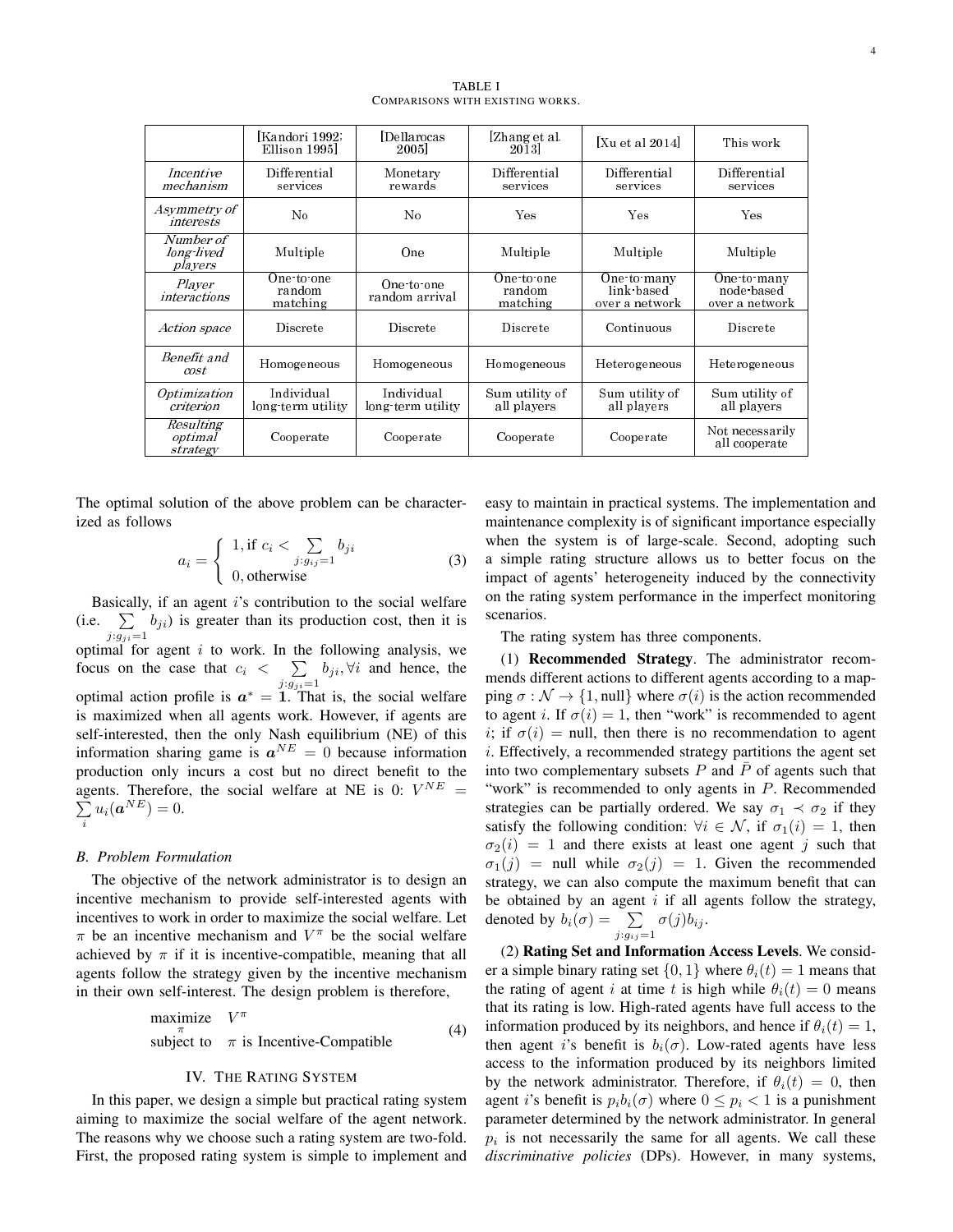TABLE I
COMPARISONS WITH EXISTING WORKS.

| | [Kandori 1992; Ellison 1995] | [Dellarocas 2005] | [Zhang et al. 2013] | [Xu et al 2014] | This work |
|---|---|---|---|---|---|
| *Incentive mechanism* | Differential services | Monetary rewards | Differential services | Differential services | Differential services |
| *Asymmetry of interests* | No | No | Yes | Yes | Yes |
| *Number of long-lived players* | Multiple | One | Multiple | Multiple | Multiple |
| *Player interactions* | One-to-one random matching | One-to-one random arrival | One-to-one random matching | One-to-many link-based over a network | One-to-many node-based over a network |
| *Action space* | Discrete | Discrete | Discrete | Continuous | Discrete |
| *Benefit and cost* | Homogeneous | Homogeneous | Homogeneous | Heterogeneous | Heterogeneous |
| *Optimization criterion* | Individual long-term utility | Individual long-term utility | Sum utility of all players | Sum utility of all players | Sum utility of all players |
| *Resulting optimal strategy* | Cooperate | Cooperate | Cooperate | Cooperate | Not necessarily all cooperate |

The optimal solution of the above problem can be characterized as follows

$$a_i = \begin{cases} 1, \text{if } c_i < \sum\limits_{j:g_{ij}=1} b_{ji} \\ 0, \text{otherwise} \end{cases} \tag{3}$$

Basically, if an agent $i$'s contribution to the social welfare (i.e. $\sum\limits_{j:g_{ji}=1} b_{ji}$) is greater than its production cost, then it is optimal for agent $i$ to work. In the following analysis, we focus on the case that $c_i < \sum\limits_{j:g_{ji}=1} b_{ji}, \forall i$ and hence, the optimal action profile is $\boldsymbol{a}^* = \mathbf{1}$. That is, the social welfare is maximized when all agents work. However, if agents are self-interested, then the only Nash equilibrium (NE) of this information sharing game is $\boldsymbol{a}^{NE} = 0$ because information production only incurs a cost but no direct benefit to the agents. Therefore, the social welfare at NE is 0: $V^{NE} = \sum\limits_i u_i(\boldsymbol{a}^{NE}) = 0$.

### B. Problem Formulation

The objective of the network administrator is to design an incentive mechanism to provide self-interested agents with incentives to work in order to maximize the social welfare. Let $\pi$ be an incentive mechanism and $V^\pi$ be the social welfare achieved by $\pi$ if it is incentive-compatible, meaning that all agents follow the strategy given by the incentive mechanism in their own self-interest. The design problem is therefore,

$$\begin{aligned} \underset{\pi}{\text{maximize}} \quad & V^\pi \\ \text{subject to} \quad & \pi \text{ is Incentive-Compatible} \end{aligned} \tag{4}$$

## IV. The Rating System

In this paper, we design a simple but practical rating system aiming to maximize the social welfare of the agent network. The reasons why we choose such a rating system are two-fold. First, the proposed rating system is simple to implement and easy to maintain in practical systems. The implementation and maintenance complexity is of significant importance especially when the system is of large-scale. Second, adopting such a simple rating structure allows us to better focus on the impact of agents' heterogeneity induced by the connectivity on the rating system performance in the imperfect monitoring scenarios.

The rating system has three components.

(1) **Recommended Strategy**. The administrator recommends different actions to different agents according to a mapping $\sigma : \mathcal{N} \to \{1, \text{null}\}$ where $\sigma(i)$ is the action recommended to agent $i$. If $\sigma(i) = 1$, then "work" is recommended to agent $i$; if $\sigma(i) = \text{null}$, then there is no recommendation to agent $i$. Effectively, a recommended strategy partitions the agent set into two complementary subsets $P$ and $\bar{P}$ of agents such that "work" is recommended to only agents in $P$. Recommended strategies can be partially ordered. We say $\sigma_1 \prec \sigma_2$ if they satisfy the following condition: $\forall i \in \mathcal{N}$, if $\sigma_1(i) = 1$, then $\sigma_2(i) = 1$ and there exists at least one agent $j$ such that $\sigma_1(j) = \text{null}$ while $\sigma_2(j) = 1$. Given the recommended strategy, we can also compute the maximum benefit that can be obtained by an agent $i$ if all agents follow the strategy, denoted by $b_i(\sigma) = \sum\limits_{j:g_{ij}=1} \sigma(j) b_{ij}$.

(2) **Rating Set and Information Access Levels**. We consider a simple binary rating set $\{0, 1\}$ where $\theta_i(t) = 1$ means that the rating of agent $i$ at time $t$ is high while $\theta_i(t) = 0$ means that its rating is low. High-rated agents have full access to the information produced by its neighbors, and hence if $\theta_i(t) = 1$, then agent $i$'s benefit is $b_i(\sigma)$. Low-rated agents have less access to the information produced by its neighbors limited by the network administrator. Therefore, if $\theta_i(t) = 0$, then agent $i$'s benefit is $p_i b_i(\sigma)$ where $0 \leq p_i < 1$ is a punishment parameter determined by the network administrator. In general $p_i$ is not necessarily the same for all agents. We call these *discriminative policies* (DPs). However, in many systems,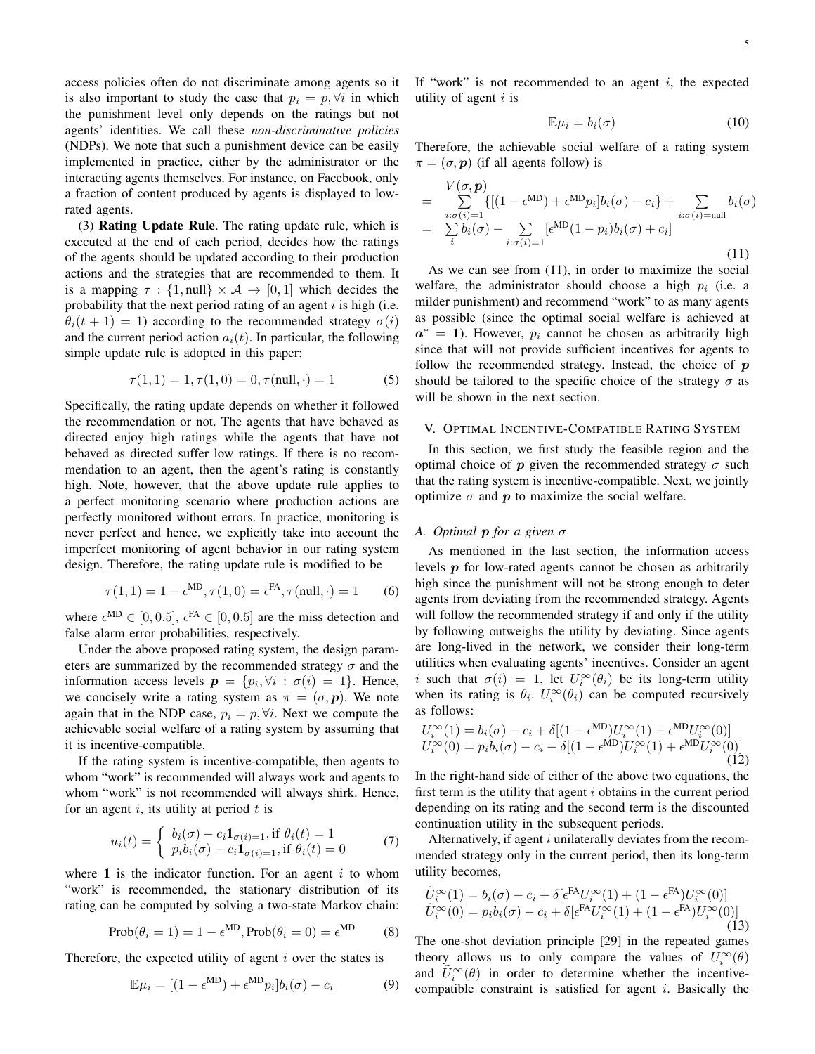access policies often do not discriminate among agents so it is also important to study the case that $p_i = p, \forall i$ in which the punishment level only depends on the ratings but not agents' identities. We call these *non-discriminative policies* (NDPs). We note that such a punishment device can be easily implemented in practice, either by the administrator or the interacting agents themselves. For instance, on Facebook, only a fraction of content produced by agents is displayed to low-rated agents.

(3) **Rating Update Rule**. The rating update rule, which is executed at the end of each period, decides how the ratings of the agents should be updated according to their production actions and the strategies that are recommended to them. It is a mapping $\tau : \{1, \text{null}\} \times \mathcal{A} \to [0, 1]$ which decides the probability that the next period rating of an agent $i$ is high (i.e. $\theta_i(t+1) = 1$) according to the recommended strategy $\sigma(i)$ and the current period action $a_i(t)$. In particular, the following simple update rule is adopted in this paper:

$$\tau(1,1) = 1, \tau(1,0) = 0, \tau(\text{null}, \cdot) = 1 \tag{5}$$

Specifically, the rating update depends on whether it followed the recommendation or not. The agents that have behaved as directed enjoy high ratings while the agents that have not behaved as directed suffer low ratings. If there is no recommendation to an agent, then the agent's rating is constantly high. Note, however, that the above update rule applies to a perfect monitoring scenario where production actions are perfectly monitored without errors. In practice, monitoring is never perfect and hence, we explicitly take into account the imperfect monitoring of agent behavior in our rating system design. Therefore, the rating update rule is modified to be

$$\tau(1,1) = 1 - \epsilon^{\text{MD}}, \tau(1,0) = \epsilon^{\text{FA}}, \tau(\text{null}, \cdot) = 1 \tag{6}$$

where $\epsilon^{\text{MD}} \in [0, 0.5]$, $\epsilon^{\text{FA}} \in [0, 0.5]$ are the miss detection and false alarm error probabilities, respectively.

Under the above proposed rating system, the design parameters are summarized by the recommended strategy $\sigma$ and the information access levels $\boldsymbol{p} = \{p_i, \forall i : \sigma(i) = 1\}$. Hence, we concisely write a rating system as $\pi = (\sigma, \boldsymbol{p})$. We note again that in the NDP case, $p_i = p, \forall i$. Next we compute the achievable social welfare of a rating system by assuming that it is incentive-compatible.

If the rating system is incentive-compatible, then agents to whom "work" is recommended will always work and agents to whom "work" is not recommended will always shirk. Hence, for an agent $i$, its utility at period $t$ is

$$u_i(t) = \begin{cases} b_i(\sigma) - c_i \mathbf{1}_{\sigma(i)=1}, \text{if } \theta_i(t) = 1 \\ p_i b_i(\sigma) - c_i \mathbf{1}_{\sigma(i)=1}, \text{if } \theta_i(t) = 0 \end{cases} \tag{7}$$

where $\mathbf{1}$ is the indicator function. For an agent $i$ to whom "work" is recommended, the stationary distribution of its rating can be computed by solving a two-state Markov chain:

$$\text{Prob}(\theta_i = 1) = 1 - \epsilon^{\text{MD}}, \text{Prob}(\theta_i = 0) = \epsilon^{\text{MD}} \tag{8}$$

Therefore, the expected utility of agent $i$ over the states is

$$\mathbb{E}\mu_i = [(1 - \epsilon^{\text{MD}}) + \epsilon^{\text{MD}} p_i] b_i(\sigma) - c_i \tag{9}$$

If "work" is not recommended to an agent $i$, the expected utility of agent $i$ is

$$\mathbb{E}\mu_i = b_i(\sigma) \tag{10}$$

Therefore, the achievable social welfare of a rating system $\pi = (\sigma, \boldsymbol{p})$ (if all agents follow) is

$$\begin{aligned} & V(\sigma, \boldsymbol{p}) \\ = & \sum_{i:\sigma(i)=1} \{[(1 - \epsilon^{\text{MD}}) + \epsilon^{\text{MD}} p_i] b_i(\sigma) - c_i\} + \sum_{i:\sigma(i)=\text{null}} b_i(\sigma) \\ = & \sum_i b_i(\sigma) - \sum_{i:\sigma(i)=1} [\epsilon^{\text{MD}}(1 - p_i) b_i(\sigma) + c_i] \end{aligned} \tag{11}$$

As we can see from (11), in order to maximize the social welfare, the administrator should choose a high $p_i$ (i.e. a milder punishment) and recommend "work" to as many agents as possible (since the optimal social welfare is achieved at $\boldsymbol{a}^* = \mathbf{1}$). However, $p_i$ cannot be chosen as arbitrarily high since that will not provide sufficient incentives for agents to follow the recommended strategy. Instead, the choice of $\boldsymbol{p}$ should be tailored to the specific choice of the strategy $\sigma$ as will be shown in the next section.

## V. Optimal Incentive-Compatible Rating System

In this section, we first study the feasible region and the optimal choice of $\boldsymbol{p}$ given the recommended strategy $\sigma$ such that the rating system is incentive-compatible. Next, we jointly optimize $\sigma$ and $\boldsymbol{p}$ to maximize the social welfare.

### A. Optimal $\boldsymbol{p}$ for a given $\sigma$

As mentioned in the last section, the information access levels $\boldsymbol{p}$ for low-rated agents cannot be chosen as arbitrarily high since the punishment will not be strong enough to deter agents from deviating from the recommended strategy. Agents will follow the recommended strategy if and only if the utility by following outweighs the utility by deviating. Since agents are long-lived in the network, we consider their long-term utilities when evaluating agents' incentives. Consider an agent $i$ such that $\sigma(i) = 1$, let $U_i^\infty(\theta_i)$ be its long-term utility when its rating is $\theta_i$. $U_i^\infty(\theta_i)$ can be computed recursively as follows:

$$\begin{aligned} U_i^\infty(1) &= b_i(\sigma) - c_i + \delta[(1 - \epsilon^{\text{MD}}) U_i^\infty(1) + \epsilon^{\text{MD}} U_i^\infty(0)] \\ U_i^\infty(0) &= p_i b_i(\sigma) - c_i + \delta[(1 - \epsilon^{\text{MD}}) U_i^\infty(1) + \epsilon^{\text{MD}} U_i^\infty(0)] \end{aligned} \tag{12}$$

In the right-hand side of either of the above two equations, the first term is the utility that agent $i$ obtains in the current period depending on its rating and the second term is the discounted continuation utility in the subsequent periods.

Alternatively, if agent $i$ unilaterally deviates from the recommended strategy only in the current period, then its long-term utility becomes,

$$\begin{aligned} \tilde{U}_i^\infty(1) &= b_i(\sigma) - c_i + \delta[\epsilon^{\text{FA}} U_i^\infty(1) + (1 - \epsilon^{\text{FA}}) U_i^\infty(0)] \\ \tilde{U}_i^\infty(0) &= p_i b_i(\sigma) - c_i + \delta[\epsilon^{\text{FA}} U_i^\infty(1) + (1 - \epsilon^{\text{FA}}) U_i^\infty(0)] \end{aligned} \tag{13}$$

The one-shot deviation principle [29] in the repeated games theory allows us to only compare the values of $U_i^\infty(\theta)$ and $\tilde{U}_i^\infty(\theta)$ in order to determine whether the incentive-compatible constraint is satisfied for agent $i$. Basically the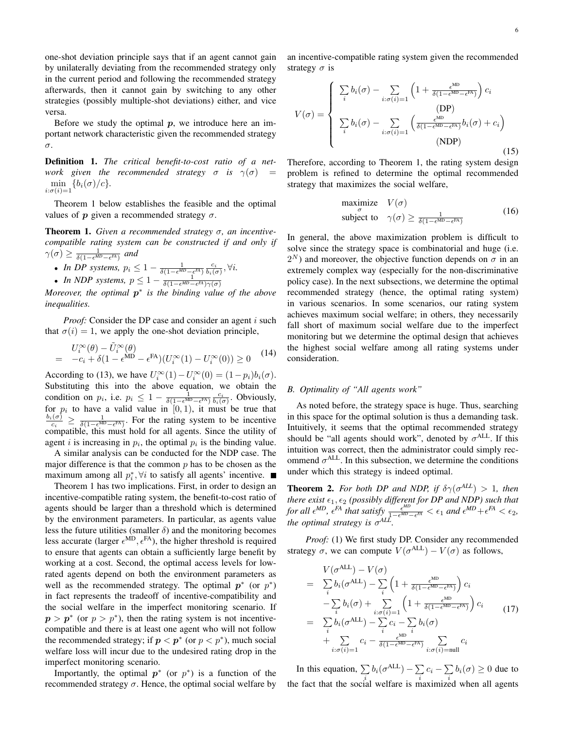one-shot deviation principle says that if an agent cannot gain by unilaterally deviating from the recommended strategy only in the current period and following the recommended strategy afterwards, then it cannot gain by switching to any other strategies (possibly multiple-shot deviations) either, and vice versa.

Before we study the optimal $\boldsymbol{p}$, we introduce here an important network characteristic given the recommended strategy $\sigma$.

**Definition 1.** *The critical benefit-to-cost ratio of a network given the recommended strategy $\sigma$ is $\gamma(\sigma) = \min\limits_{i:\sigma(i)=1} \{b_i(\sigma)/c\}$.*

Theorem 1 below establishes the feasible and the optimal values of $\boldsymbol{p}$ given a recommended strategy $\sigma$.

**Theorem 1.** *Given a recommended strategy $\sigma$, an incentive-compatible rating system can be constructed if and only if $\gamma(\sigma) \geq \frac{1}{\delta(1-\epsilon^{MD}-\epsilon^{FA})}$ and*

- *In DP systems, $p_i \leq 1 - \frac{1}{\delta(1-\epsilon^{MD}-\epsilon^{FA})}\frac{c_i}{b_i(\sigma)}, \forall i$.*
- *In NDP systems, $p \leq 1 - \frac{1}{\delta(1-\epsilon^{MD}-\epsilon^{FA})\gamma(\sigma)}$*

*Moreover, the optimal $\boldsymbol{p}^*$ is the binding value of the above inequalities.*

*Proof:* Consider the DP case and consider an agent $i$ such that $\sigma(i) = 1$, we apply the one-shot deviation principle,

$$\begin{aligned} & U_i^\infty(\theta) - \tilde{U}_i^\infty(\theta) \\ = \;& -c_i + \delta(1-\epsilon^{\text{MD}}-\epsilon^{\text{FA}})(U_i^\infty(1) - U_i^\infty(0)) \geq 0 \end{aligned} \tag{14}$$

According to (13), we have $U_i^\infty(1) - U_i^\infty(0) = (1-p_i)b_i(\sigma)$. Substituting this into the above equation, we obtain the condition on $p_i$, i.e. $p_i \leq 1 - \frac{1}{\delta(1-\epsilon^{\text{MD}}-\epsilon^{\text{FA}})}\frac{c_i}{b_i(\sigma)}$. Obviously, for $p_i$ to have a valid value in $[0,1)$, it must be true that $\frac{b_i(\sigma)}{c_i} \geq \frac{1}{\delta(1-\epsilon^{\text{MD}}-\epsilon^{\text{FA}})}$. For the rating system to be incentive compatible, this must hold for all agents. Since the utility of agent $i$ is increasing in $p_i$, the optimal $p_i$ is the binding value.

A similar analysis can be conducted for the NDP case. The major difference is that the common $p$ has to be chosen as the maximum among all $p_i^*, \forall i$ to satisfy all agents' incentive. ■

Theorem 1 has two implications. First, in order to design an incentive-compatible rating system, the benefit-to-cost ratio of agents should be larger than a threshold which is determined by the environment parameters. In particular, as agents value less the future utilities (smaller $\delta$) and the monitoring becomes less accurate (larger $\epsilon^{\text{MD}}, \epsilon^{\text{FA}}$), the higher threshold is required to ensure that agents can obtain a sufficiently large benefit by working at a cost. Second, the optimal access levels for low-rated agents depend on both the environment parameters as well as the recommended strategy. The optimal $\boldsymbol{p}^*$ (or $p^*$) in fact represents the tradeoff of incentive-compatibility and the social welfare in the imperfect monitoring scenario. If $\boldsymbol{p} > \boldsymbol{p}^*$ (or $p > p^*$), then the rating system is not incentive-compatible and there is at least one agent who will not follow the recommended strategy; if $\boldsymbol{p} < \boldsymbol{p}^*$ (or $p < p^*$), much social welfare loss will incur due to the undesired rating drop in the imperfect monitoring scenario.

Importantly, the optimal $\boldsymbol{p}^*$ (or $p^*$) is a function of the recommended strategy $\sigma$. Hence, the optimal social welfare by an incentive-compatible rating system given the recommended strategy $\sigma$ is

$$V(\sigma) = \begin{cases} \sum\limits_i b_i(\sigma) - \sum\limits_{i:\sigma(i)=1} \left(1 + \frac{\epsilon^{\text{MD}}}{\delta(1-\epsilon^{\text{MD}}-\epsilon^{\text{FA}})}\right) c_i \\ \qquad\qquad \text{(DP)} \\ \sum\limits_i b_i(\sigma) - \sum\limits_{i:\sigma(i)=1} \left(\frac{\epsilon^{\text{MD}}}{\delta(1-\epsilon^{\text{MD}}-\epsilon^{\text{FA}})} b_i(\sigma) + c_i\right) \\ \qquad\qquad \text{(NDP)} \end{cases} \tag{15}$$

Therefore, according to Theorem 1, the rating system design problem is refined to determine the optimal recommended strategy that maximizes the social welfare,

$$\begin{aligned} \underset{\sigma}{\text{maximize}} \quad & V(\sigma) \\ \text{subject to} \quad & \gamma(\sigma) \geq \frac{1}{\delta(1-\epsilon^{\text{MD}}-\epsilon^{\text{FA}})} \end{aligned} \tag{16}$$

In general, the above maximization problem is difficult to solve since the strategy space is combinatorial and huge (i.e. $2^N$) and moreover, the objective function depends on $\sigma$ in an extremely complex way (especially for the non-discriminative policy case). In the next subsections, we determine the optimal recommended strategy (hence, the optimal rating system) in various scenarios. In some scenarios, our rating system achieves maximum social welfare; in others, they necessarily fall short of maximum social welfare due to the imperfect monitoring but we determine the optimal design that achieves the highest social welfare among all rating systems under consideration.

### B. Optimality of "All agents work"

As noted before, the strategy space is huge. Thus, searching in this space for the optimal solution is thus a demanding task. Intuitively, it seems that the optimal recommended strategy should be "all agents should work", denoted by $\sigma^{\text{ALL}}$. If this intuition was correct, then the administrator could simply recommend $\sigma^{\text{ALL}}$. In this subsection, we determine the conditions under which this strategy is indeed optimal.

**Theorem 2.** *For both DP and NDP, if $\delta\gamma(\sigma^{ALL}) > 1$, then there exist $\epsilon_1, \epsilon_2$ (possibly different for DP and NDP) such that for all $\epsilon^{MD}$, $\epsilon^{FA}$ that satisfy $\frac{\epsilon^{MD}}{1-\epsilon^{MD}-\epsilon^{FA}} < \epsilon_1$ and $\epsilon^{MD}+\epsilon^{FA} < \epsilon_2$, the optimal strategy is $\sigma^{ALL}$.*

*Proof:* (1) We first study DP. Consider any recommended strategy $\sigma$, we can compute $V(\sigma^{\text{ALL}}) - V(\sigma)$ as follows,

$$\begin{aligned} & V(\sigma^{\text{ALL}}) - V(\sigma) \\ = \;& \sum_i b_i(\sigma^{\text{ALL}}) - \sum_i \left(1 + \frac{\epsilon^{\text{MD}}}{\delta(1-\epsilon^{\text{MD}}-\epsilon^{\text{FA}})}\right) c_i \\ & - \sum_i b_i(\sigma) + \sum_{i:\sigma(i)=1} \left(1 + \frac{\epsilon^{\text{MD}}}{\delta(1-\epsilon^{\text{MD}}-\epsilon^{\text{FA}})}\right) c_i \\ = \;& \sum_i b_i(\sigma^{\text{ALL}}) - \sum_i c_i - \sum_i b_i(\sigma) \\ & + \sum_{i:\sigma(i)=1} c_i - \frac{\epsilon^{\text{MD}}}{\delta(1-\epsilon^{\text{MD}}-\epsilon^{\text{FA}})} \sum_{i:\sigma(i)=\text{null}} c_i \end{aligned} \tag{17}$$

In this equation, $\sum\limits_i b_i(\sigma^{\text{ALL}}) - \sum\limits_i c_i - \sum\limits_i b_i(\sigma) \geq 0$ due to the fact that the social welfare is maximized when all agents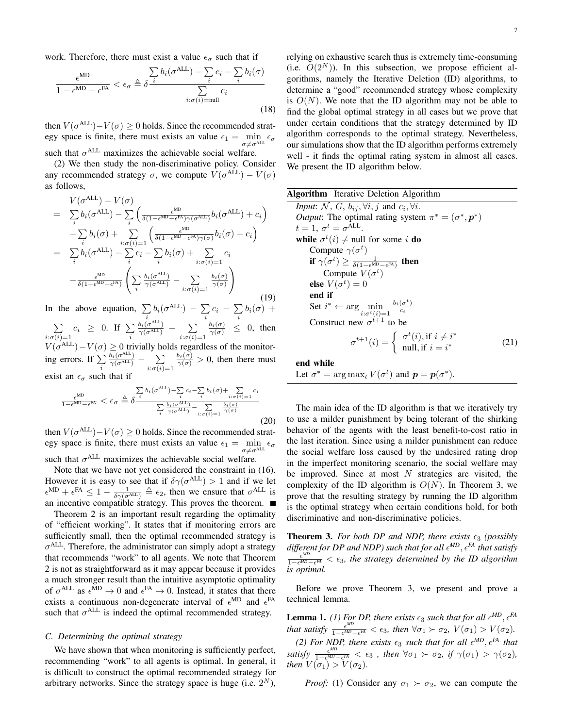work. Therefore, there must exist a value $\epsilon_\sigma$ such that if

$$\frac{\epsilon^{\text{MD}}}{1-\epsilon^{\text{MD}}-\epsilon^{\text{FA}}} < \epsilon_\sigma \triangleq \delta \frac{\sum_i b_i(\sigma^{\text{ALL}}) - \sum_i c_i - \sum_i b_i(\sigma)}{\sum_{i:\sigma(i)=\text{null}} c_i} \tag{18}$$

then $V(\sigma^{\text{ALL}}) - V(\sigma) \geq 0$ holds. Since the recommended strategy space is finite, there must exists an value $\epsilon_1 = \min_{\sigma \neq \sigma^{\text{ALL}}} \epsilon_\sigma$ such that $\sigma^{\text{ALL}}$ maximizes the achievable social welfare.

(2) We then study the non-discriminative policy. Consider any recommended strategy $\sigma$, we compute $V(\sigma^{\text{ALL}}) - V(\sigma)$ as follows,

$$\begin{aligned}
& V(\sigma^{\text{ALL}}) - V(\sigma) \\
= \; & \sum_i b_i(\sigma^{\text{ALL}}) - \sum_i \left( \frac{\epsilon^{\text{MD}}}{\delta(1-\epsilon^{\text{MD}}-\epsilon^{\text{FA}})\gamma(\sigma^{\text{ALL}})} b_i(\sigma^{\text{ALL}}) + c_i \right) \\
& - \sum_i b_i(\sigma) + \sum_{i:\sigma(i)=1} \left( \frac{\epsilon^{\text{MD}}}{\delta(1-\epsilon^{\text{MD}}-\epsilon^{\text{FA}})\gamma(\sigma)} b_i(\sigma) + c_i \right) \\
= \; & \sum_i b_i(\sigma^{\text{ALL}}) - \sum_i c_i - \sum_i b_i(\sigma) + \sum_{i:\sigma(i)=1} c_i \\
& - \frac{\epsilon^{\text{MD}}}{\delta(1-\epsilon^{\text{MD}}-\epsilon^{\text{FA}})} \left( \sum_i \frac{b_i(\sigma^{\text{ALL}})}{\gamma(\sigma^{\text{ALL}})} - \sum_{i:\sigma(i)=1} \frac{b_i(\sigma)}{\gamma(\sigma)} \right)
\end{aligned} \tag{19}$$

In the above equation, $\sum_i b_i(\sigma^{\text{ALL}}) - \sum_i c_i - \sum_i b_i(\sigma) + \sum_{i:\sigma(i)=1} c_i \geq 0$. If $\sum_i \frac{b_i(\sigma^{\text{ALL}})}{\gamma(\sigma^{\text{ALL}})} - \sum_{i:\sigma(i)=1} \frac{b_i(\sigma)}{\gamma(\sigma)} \leq 0$, then $V(\sigma^{\text{ALL}}) - V(\sigma) \geq 0$ trivially holds regardless of the monitoring errors. If $\sum_i \frac{b_i(\sigma^{\text{ALL}})}{\gamma(\sigma^{\text{ALL}})} - \sum_{i:\sigma(i)=1} \frac{b_i(\sigma)}{\gamma(\sigma)} > 0$, then there must exist an $\epsilon_\sigma$ such that if

$$\frac{\epsilon^{\text{MD}}}{1-\epsilon^{\text{MD}}-\epsilon^{\text{FA}}} < \epsilon_\sigma \triangleq \delta \frac{\sum_i b_i(\sigma^{\text{ALL}}) - \sum_i c_i - \sum_i b_i(\sigma) + \sum_{i:\sigma(i)=1} c_i}{\sum_i \frac{b_i(\sigma^{\text{ALL}})}{\gamma(\sigma^{\text{ALL}})} - \sum_{i:\sigma(i)=1} \frac{b_i(\sigma)}{\gamma(\sigma)}} \tag{20}$$

then $V(\sigma^{\text{ALL}}) - V(\sigma) \geq 0$ holds. Since the recommended strategy space is finite, there must exists an value $\epsilon_1 = \min_{\sigma \neq \sigma^{\text{ALL}}} \epsilon_\sigma$ such that $\sigma^{\text{ALL}}$ maximizes the achievable social welfare.

Note that we have not yet considered the constraint in (16). However it is easy to see that if $\delta\gamma(\sigma^{\text{ALL}}) > 1$ and if we let $\epsilon^{\text{MD}} + \epsilon^{\text{FA}} \leq 1 - \frac{1}{\delta\gamma(\sigma^{\text{ALL}})} \triangleq \epsilon_2$, then we ensure that $\sigma^{\text{ALL}}$ is an incentive compatible strategy. This proves the theorem. ■

Theorem 2 is an important result regarding the optimality of "efficient working". It states that if monitoring errors are sufficiently small, then the optimal recommended strategy is $\sigma^{\text{ALL}}$. Therefore, the administrator can simply adopt a strategy that recommends "work" to all agents. We note that Theorem 2 is not as straightforward as it may appear because it provides a much stronger result than the intuitive asymptotic optimality of $\sigma^{\text{ALL}}$ as $\epsilon^{\text{MD}} \to 0$ and $\epsilon^{\text{FA}} \to 0$. Instead, it states that there exists a continuous non-degenerate interval of $\epsilon^{\text{MD}}$ and $\epsilon^{\text{FA}}$ such that $\sigma^{\text{ALL}}$ is indeed the optimal recommended strategy.

### C. Determining the optimal strategy

We have shown that when monitoring is sufficiently perfect, recommending "work" to all agents is optimal. In general, it is difficult to construct the optimal recommended strategy for arbitrary networks. Since the strategy space is huge (i.e. $2^N$), relying on exhaustive search thus is extremely time-consuming (i.e. $O(2^N)$). In this subsection, we propose efficient algorithms, namely the Iterative Deletion (ID) algorithms, to determine a "good" recommended strategy whose complexity is $O(N)$. We note that the ID algorithm may not be able to find the global optimal strategy in all cases but we prove that under certain conditions that the strategy determined by ID algorithm corresponds to the optimal strategy. Nevertheless, our simulations show that the ID algorithm performs extremely well - it finds the optimal rating system in almost all cases. We present the ID algorithm below.

**Algorithm** Iterative Deletion Algorithm

*Input*: $\mathcal{N}$, $G$, $b_{ij}, \forall i, j$ and $c_i, \forall i$.
*Output*: The optimal rating system $\pi^* = (\sigma^*, \boldsymbol{p}^*)$
$t = 1$, $\sigma^t = \sigma^{\text{ALL}}$.
**while** $\sigma^t(i) \neq \text{null}$ for some $i$ **do**
  Compute $\gamma(\sigma^t)$
  **if** $\gamma(\sigma^t) \geq \frac{1}{\delta(1-\epsilon^{\text{MD}}-\epsilon^{\text{FA}})}$ **then**
    Compute $V(\sigma^t)$
  **else** $V(\sigma^t) = 0$
  **end if**
  Set $i^* \leftarrow \arg\min_{i:\sigma^t(i)=1} \frac{b_i(\sigma^t)}{c_i}$
  Construct new $\sigma^{t+1}$ to be

$$\sigma^{t+1}(i) = \begin{cases} \sigma^t(i), \text{if } i \neq i^* \\ \text{null}, \text{if } i = i^* \end{cases} \tag{21}$$

**end while**
Let $\sigma^* = \arg\max_t V(\sigma^t)$ and $\boldsymbol{p} = \boldsymbol{p}(\sigma^*)$.

The main idea of the ID algorithm is that we iteratively try to use a milder punishment by being tolerant of the shirking behavior of the agents with the least benefit-to-cost ratio in the last iteration. Since using a milder punishment can reduce the social welfare loss caused by the undesired rating drop in the imperfect monitoring scenario, the social welfare may be improved. Since at most $N$ strategies are visited, the complexity of the ID algorithm is $O(N)$. In Theorem 3, we prove that the resulting strategy by running the ID algorithm is the optimal strategy when certain conditions hold, for both discriminative and non-discriminative policies.

**Theorem 3.** *For both DP and NDP, there exists $\epsilon_3$ (possibly different for DP and NDP) such that for all $\epsilon^{MD}, \epsilon^{FA}$ that satisfy $\frac{\epsilon^{MD}}{1-\epsilon^{MD}-\epsilon^{FA}} < \epsilon_3$, the strategy determined by the ID algorithm is optimal.*

Before we prove Theorem 3, we present and prove a technical lemma.

**Lemma 1.** *(1) For DP, there exists $\epsilon_3$ such that for all $\epsilon^{MD}, \epsilon^{FA}$ that satisfy $\frac{\epsilon^{MD}}{1-\epsilon^{MD}-\epsilon^{FA}} < \epsilon_3$, then $\forall \sigma_1 \succ \sigma_2$, $V(\sigma_1) > V(\sigma_2)$.*

*(2) For NDP, there exists $\epsilon_3$ such that for all $\epsilon^{MD}, \epsilon^{FA}$ that satisfy $\frac{\epsilon^{MD}}{1-\epsilon^{MD}-\epsilon^{FA}} < \epsilon_3$ , then $\forall \sigma_1 \succ \sigma_2$, if $\gamma(\sigma_1) > \gamma(\sigma_2)$, then $V(\sigma_1) > V(\sigma_2)$.*

*Proof:* (1) Consider any $\sigma_1 \succ \sigma_2$, we can compute the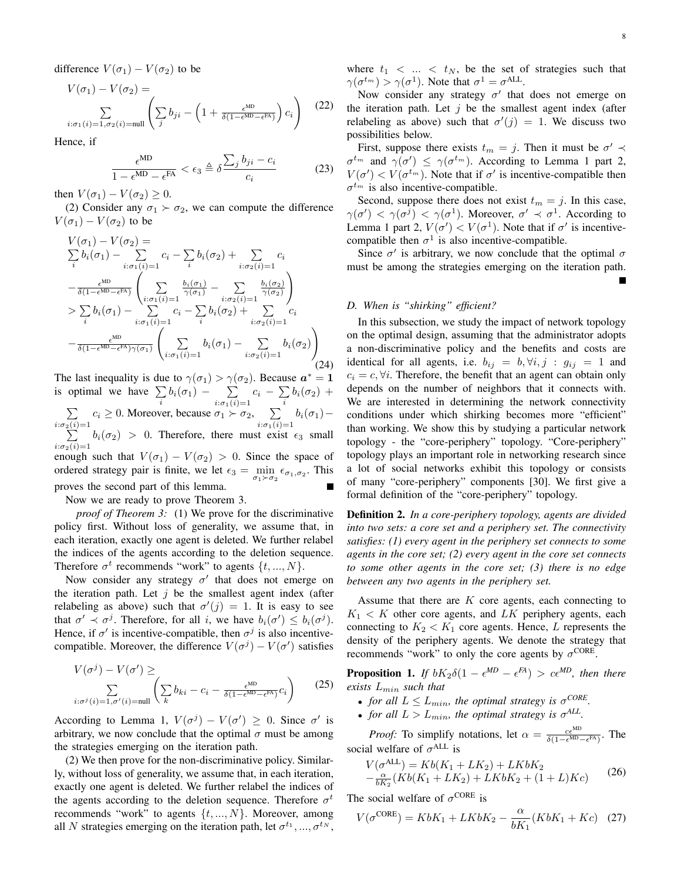difference $V(\sigma_1) - V(\sigma_2)$ to be

$$V(\sigma_1) - V(\sigma_2) = \sum_{i:\sigma_1(i)=1, \sigma_2(i)=\text{null}} \left( \sum_j b_{ji} - \left(1 + \frac{\epsilon^{\text{MD}}}{\delta(1-\epsilon^{\text{MD}}-\epsilon^{\text{FA}})}\right) c_i \right) \tag{22}$$

Hence, if

$$\frac{\epsilon^{\text{MD}}}{1-\epsilon^{\text{MD}}-\epsilon^{\text{FA}}} < \epsilon_3 \triangleq \delta \frac{\sum_j b_{ji} - c_i}{c_i} \tag{23}$$

then $V(\sigma_1) - V(\sigma_2) \geq 0$.

(2) Consider any $\sigma_1 \succ \sigma_2$, we can compute the difference $V(\sigma_1) - V(\sigma_2)$ to be

$$\begin{aligned}
&V(\sigma_1) - V(\sigma_2) = \\
&\sum_i b_i(\sigma_1) - \sum_{i:\sigma_1(i)=1} c_i - \sum_i b_i(\sigma_2) + \sum_{i:\sigma_2(i)=1} c_i \\
&- \tfrac{\epsilon^{\text{MD}}}{\delta(1-\epsilon^{\text{MD}}-\epsilon^{\text{FA}})} \left( \sum_{i:\sigma_1(i)=1} \tfrac{b_i(\sigma_1)}{\gamma(\sigma_1)} - \sum_{i:\sigma_2(i)=1} \tfrac{b_i(\sigma_2)}{\gamma(\sigma_2)} \right) \\
&> \sum_i b_i(\sigma_1) - \sum_{i:\sigma_1(i)=1} c_i - \sum_i b_i(\sigma_2) + \sum_{i:\sigma_2(i)=1} c_i \\
&- \tfrac{\epsilon^{\text{MD}}}{\delta(1-\epsilon^{\text{MD}}-\epsilon^{\text{FA}})\gamma(\sigma_1)} \left( \sum_{i:\sigma_1(i)=1} b_i(\sigma_1) - \sum_{i:\sigma_2(i)=1} b_i(\sigma_2) \right)
\end{aligned} \tag{24}$$

The last inequality is due to $\gamma(\sigma_1) > \gamma(\sigma_2)$. Because $\boldsymbol{a}^* = \mathbf{1}$ is optimal we have $\sum_i b_i(\sigma_1) - \sum_{i:\sigma_1(i)=1} c_i - \sum_i b_i(\sigma_2) + \sum_{i:\sigma_2(i)=1} c_i \geq 0$. Moreover, because $\sigma_1 \succ \sigma_2$, $\sum_{i:\sigma_1(i)=1} b_i(\sigma_1) - \sum_{i:\sigma_2(i)=1} b_i(\sigma_2) > 0$. Therefore, there must exist $\epsilon_3$ small enough such that $V(\sigma_1) - V(\sigma_2) > 0$. Since the space of ordered strategy pair is finite, we let $\epsilon_3 = \min_{\sigma_1 \succ \sigma_2} \epsilon_{\sigma_1,\sigma_2}$. This proves the second part of this lemma. ∎

Now we are ready to prove Theorem 3.

*proof of Theorem 3:* (1) We prove for the discriminative policy first. Without loss of generality, we assume that, in each iteration, exactly one agent is deleted. We further relabel the indices of the agents according to the deletion sequence. Therefore $\sigma^t$ recommends "work" to agents $\{t, ..., N\}$.

Now consider any strategy $\sigma'$ that does not emerge on the iteration path. Let $j$ be the smallest agent index (after relabeling as above) such that $\sigma'(j) = 1$. It is easy to see that $\sigma' \prec \sigma^j$. Therefore, for all $i$, we have $b_i(\sigma') \leq b_i(\sigma^j)$. Hence, if $\sigma'$ is incentive-compatible, then $\sigma^j$ is also incentive-compatible. Moreover, the difference $V(\sigma^j) - V(\sigma')$ satisfies

$$V(\sigma^j) - V(\sigma') \geq \sum_{i:\sigma^j(i)=1, \sigma'(i)=\text{null}} \left( \sum_k b_{ki} - c_i - \frac{\epsilon^{\text{MD}}}{\delta(1-\epsilon^{\text{MD}}-\epsilon^{\text{FA}})} c_i \right) \tag{25}$$

According to Lemma 1, $V(\sigma^j) - V(\sigma') \geq 0$. Since $\sigma'$ is arbitrary, we now conclude that the optimal $\sigma$ must be among the strategies emerging on the iteration path.

(2) We then prove for the non-discriminative policy. Similarly, without loss of generality, we assume that, in each iteration, exactly one agent is deleted. We further relabel the indices of the agents according to the deletion sequence. Therefore $\sigma^t$ recommends "work" to agents $\{t, ..., N\}$. Moreover, among all $N$ strategies emerging on the iteration path, let $\sigma^{t_1}, ..., \sigma^{t_N}$, where $t_1 < ... < t_N$, be the set of strategies such that $\gamma(\sigma^{t_m}) > \gamma(\sigma^1)$. Note that $\sigma^1 = \sigma^{\text{ALL}}$.

Now consider any strategy $\sigma'$ that does not emerge on the iteration path. Let $j$ be the smallest agent index (after relabeling as above) such that $\sigma'(j) = 1$. We discuss two possibilities below.

First, suppose there exists $t_m = j$. Then it must be $\sigma' \prec \sigma^{t_m}$ and $\gamma(\sigma') \leq \gamma(\sigma^{t_m})$. According to Lemma 1 part 2, $V(\sigma') < V(\sigma^{t_m})$. Note that if $\sigma'$ is incentive-compatible then $\sigma^{t_m}$ is also incentive-compatible.

Second, suppose there does not exist $t_m = j$. In this case, $\gamma(\sigma') < \gamma(\sigma^j) < \gamma(\sigma^1)$. Moreover, $\sigma' \prec \sigma^1$. According to Lemma 1 part 2, $V(\sigma') < V(\sigma^1)$. Note that if $\sigma'$ is incentive-compatible then $\sigma^1$ is also incentive-compatible.

Since $\sigma'$ is arbitrary, we now conclude that the optimal $\sigma$ must be among the strategies emerging on the iteration path. ∎

### D. When is "shirking" efficient?

In this subsection, we study the impact of network topology on the optimal design, assuming that the administrator adopts a non-discriminative policy and the benefits and costs are identical for all agents, i.e. $b_{ij} = b, \forall i, j : g_{ij} = 1$ and $c_i = c, \forall i$. Therefore, the benefit that an agent can obtain only depends on the number of neighbors that it connects with. We are interested in determining the network connectivity conditions under which shirking becomes more "efficient" than working. We show this by studying a particular network topology - the "core-periphery" topology. "Core-periphery" topology plays an important role in networking research since a lot of social networks exhibit this topology or consists of many "core-periphery" components [30]. We first give a formal definition of the "core-periphery" topology.

**Definition 2.** *In a core-periphery topology, agents are divided into two sets: a core set and a periphery set. The connectivity satisfies: (1) every agent in the periphery set connects to some agents in the core set; (2) every agent in the core set connects to some other agents in the core set; (3) there is no edge between any two agents in the periphery set.*

Assume that there are $K$ core agents, each connecting to $K_1 < K$ other core agents, and $LK$ periphery agents, each connecting to $K_2 < K_1$ core agents. Hence, $L$ represents the density of the periphery agents. We denote the strategy that recommends "work" to only the core agents by $\sigma^{\text{CORE}}$.

**Proposition 1.** *If $bK_2\delta(1-\epsilon^{MD}-\epsilon^{FA}) > c\epsilon^{MD}$, then there exists $L_{min}$ such that*

- *for all $L \leq L_{min}$, the optimal strategy is $\sigma^{CORE}$.*
- *for all $L > L_{min}$, the optimal strategy is $\sigma^{ALL}$.*

*Proof:* To simplify notations, let $\alpha = \frac{c\epsilon^{\text{MD}}}{\delta(1-\epsilon^{\text{MD}}-\epsilon^{\text{FA}})}$. The social welfare of $\sigma^{\text{ALL}}$ is

$$\begin{aligned}
V(\sigma^{\text{ALL}}) &= Kb(K_1 + LK_2) + LKbK_2 \\
&- \tfrac{\alpha}{bK_2}(Kb(K_1 + LK_2) + LKbK_2 + (1+L)Kc)
\end{aligned} \tag{26}$$

The social welfare of $\sigma^{\text{CORE}}$ is

$$V(\sigma^{\text{CORE}}) = KbK_1 + LKbK_2 - \frac{\alpha}{bK_1}(KbK_1 + Kc) \tag{27}$$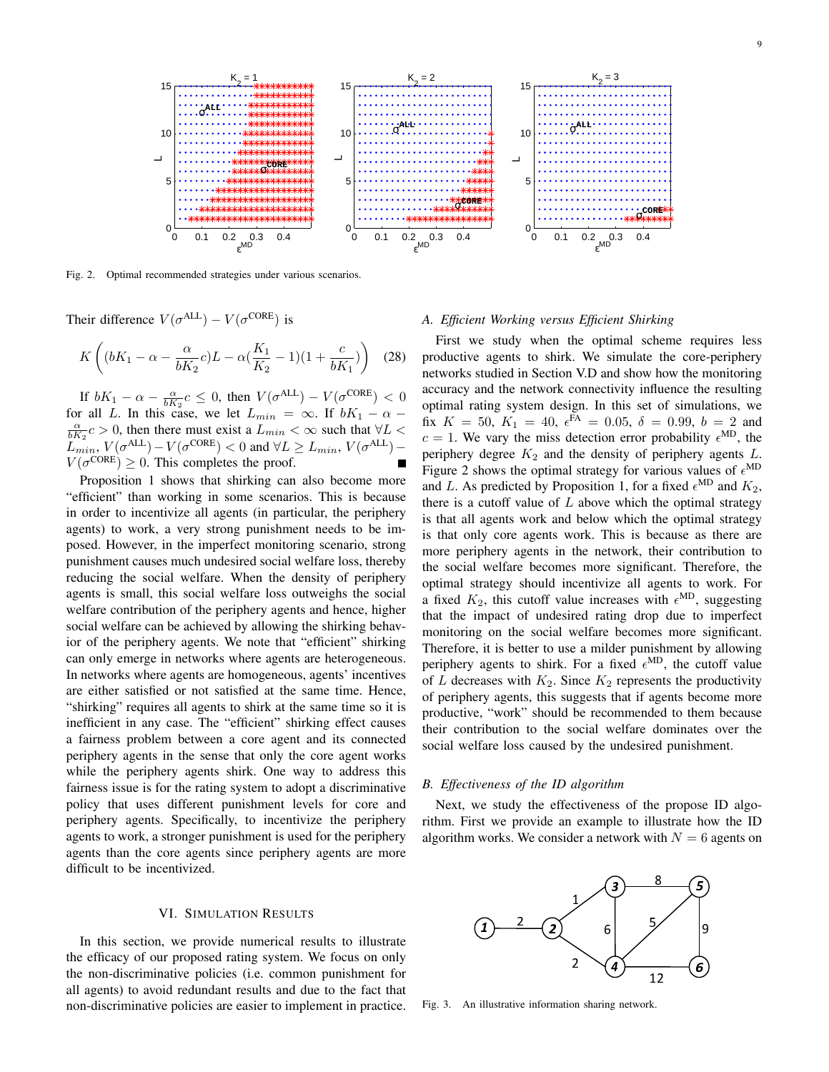Fig. 2. Optimal recommended strategies under various scenarios.

Their difference $V(\sigma^{\text{ALL}}) - V(\sigma^{\text{CORE}})$ is

$$K\left((bK_1 - \alpha - \frac{\alpha}{bK_2}c)L - \alpha(\frac{K_1}{K_2} - 1)(1 + \frac{c}{bK_1})\right) \quad (28)$$

If $bK_1 - \alpha - \frac{\alpha}{bK_2}c \leq 0$, then $V(\sigma^{\text{ALL}}) - V(\sigma^{\text{CORE}}) < 0$ for all $L$. In this case, we let $L_{min} = \infty$. If $bK_1 - \alpha - \frac{\alpha}{bK_2}c > 0$, then there must exist a $L_{min} < \infty$ such that $\forall L < L_{min}$, $V(\sigma^{\text{ALL}}) - V(\sigma^{\text{CORE}}) < 0$ and $\forall L \geq L_{min}$, $V(\sigma^{\text{ALL}}) - V(\sigma^{\text{CORE}}) \geq 0$. This completes the proof. ■

Proposition 1 shows that shirking can also become more "efficient" than working in some scenarios. This is because in order to incentivize all agents (in particular, the periphery agents) to work, a very strong punishment needs to be imposed. However, in the imperfect monitoring scenario, strong punishment causes much undesired social welfare loss, thereby reducing the social welfare. When the density of periphery agents is small, this social welfare loss outweighs the social welfare contribution of the periphery agents and hence, higher social welfare can be achieved by allowing the shirking behavior of the periphery agents. We note that "efficient" shirking can only emerge in networks where agents are heterogeneous. In networks where agents are homogeneous, agents' incentives are either satisfied or not satisfied at the same time. Hence, "shirking" requires all agents to shirk at the same time so it is inefficient in any case. The "efficient" shirking effect causes a fairness problem between a core agent and its connected periphery agents in the sense that only the core agent works while the periphery agents shirk. One way to address this fairness issue is for the rating system to adopt a discriminative policy that uses different punishment levels for core and periphery agents. Specifically, to incentivize the periphery agents to work, a stronger punishment is used for the periphery agents than the core agents since periphery agents are more difficult to be incentivized.

## VI. Simulation Results

In this section, we provide numerical results to illustrate the efficacy of our proposed rating system. We focus on only the non-discriminative policies (i.e. common punishment for all agents) to avoid redundant results and due to the fact that non-discriminative policies are easier to implement in practice.

### A. Efficient Working versus Efficient Shirking

First we study when the optimal scheme requires less productive agents to shirk. We simulate the core-periphery networks studied in Section V.D and show how the monitoring accuracy and the network connectivity influence the resulting optimal rating system design. In this set of simulations, we fix $K = 50$, $K_1 = 40$, $\epsilon^{\text{FA}} = 0.05$, $\delta = 0.99$, $b = 2$ and $c = 1$. We vary the miss detection error probability $\epsilon^{\text{MD}}$, the periphery degree $K_2$ and the density of periphery agents $L$. Figure 2 shows the optimal strategy for various values of $\epsilon^{\text{MD}}$ and $L$. As predicted by Proposition 1, for a fixed $\epsilon^{\text{MD}}$ and $K_2$, there is a cutoff value of $L$ above which the optimal strategy is that all agents work and below which the optimal strategy is that only core agents work. This is because as there are more periphery agents in the network, their contribution to the social welfare becomes more significant. Therefore, the optimal strategy should incentivize all agents to work. For a fixed $K_2$, this cutoff value increases with $\epsilon^{\text{MD}}$, suggesting that the impact of undesired rating drop due to imperfect monitoring on the social welfare becomes more significant. Therefore, it is better to use a milder punishment by allowing periphery agents to shirk. For a fixed $\epsilon^{\text{MD}}$, the cutoff value of $L$ decreases with $K_2$. Since $K_2$ represents the productivity of periphery agents, this suggests that if agents become more productive, "work" should be recommended to them because their contribution to the social welfare dominates over the social welfare loss caused by the undesired punishment.

### B. Effectiveness of the ID algorithm

Next, we study the effectiveness of the propose ID algorithm. First we provide an example to illustrate how the ID algorithm works. We consider a network with $N = 6$ agents on

Fig. 3. An illustrative information sharing network.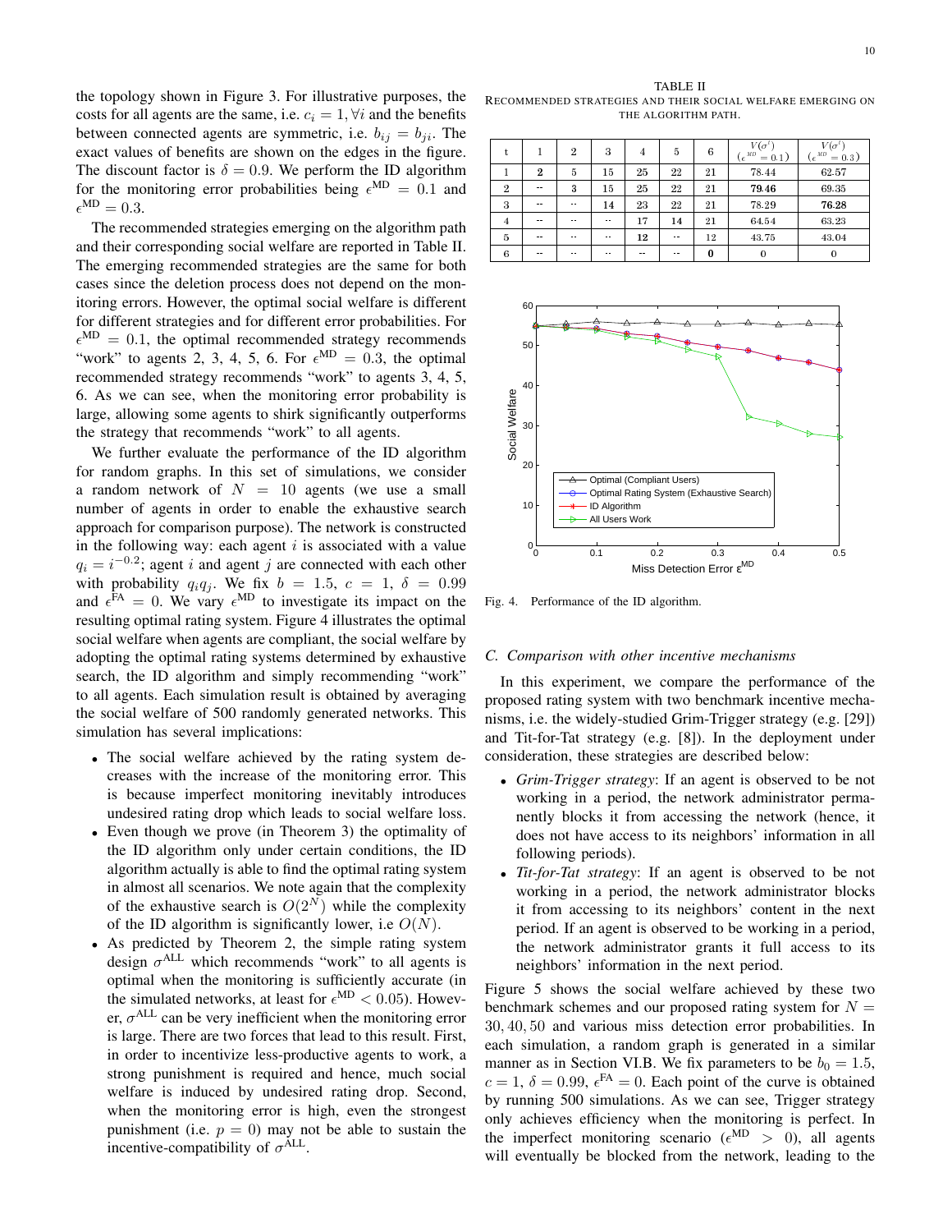the topology shown in Figure 3. For illustrative purposes, the costs for all agents are the same, i.e. $c_i = 1, \forall i$ and the benefits between connected agents are symmetric, i.e. $b_{ij} = b_{ji}$. The exact values of benefits are shown on the edges in the figure. The discount factor is $\delta = 0.9$. We perform the ID algorithm for the monitoring error probabilities being $\epsilon^{\text{MD}} = 0.1$ and $\epsilon^{\text{MD}} = 0.3$.

The recommended strategies emerging on the algorithm path and their corresponding social welfare are reported in Table II. The emerging recommended strategies are the same for both cases since the deletion process does not depend on the monitoring errors. However, the optimal social welfare is different for different strategies and for different error probabilities. For $\epsilon^{\text{MD}} = 0.1$, the optimal recommended strategy recommends "work" to agents 2, 3, 4, 5, 6. For $\epsilon^{\text{MD}} = 0.3$, the optimal recommended strategy recommends "work" to agents 3, 4, 5, 6. As we can see, when the monitoring error probability is large, allowing some agents to shirk significantly outperforms the strategy that recommends "work" to all agents.

We further evaluate the performance of the ID algorithm for random graphs. In this set of simulations, we consider a random network of $N = 10$ agents (we use a small number of agents in order to enable the exhaustive search approach for comparison purpose). The network is constructed in the following way: each agent $i$ is associated with a value $q_i = i^{-0.2}$; agent $i$ and agent $j$ are connected with each other with probability $q_i q_j$. We fix $b = 1.5$, $c = 1$, $\delta = 0.99$ and $\epsilon^{\text{FA}} = 0$. We vary $\epsilon^{\text{MD}}$ to investigate its impact on the resulting optimal rating system. Figure 4 illustrates the optimal social welfare when agents are compliant, the social welfare by adopting the optimal rating systems determined by exhaustive search, the ID algorithm and simply recommending "work" to all agents. Each simulation result is obtained by averaging the social welfare of 500 randomly generated networks. This simulation has several implications:

- The social welfare achieved by the rating system decreases with the increase of the monitoring error. This is because imperfect monitoring inevitably introduces undesired rating drop which leads to social welfare loss.
- Even though we prove (in Theorem 3) the optimality of the ID algorithm only under certain conditions, the ID algorithm actually is able to find the optimal rating system in almost all scenarios. We note again that the complexity of the exhaustive search is $O(2^N)$ while the complexity of the ID algorithm is significantly lower, i.e $O(N)$.
- As predicted by Theorem 2, the simple rating system design $\sigma^{\text{ALL}}$ which recommends "work" to all agents is optimal when the monitoring is sufficiently accurate (in the simulated networks, at least for $\epsilon^{\text{MD}} < 0.05$). However, $\sigma^{\text{ALL}}$ can be very inefficient when the monitoring error is large. There are two forces that lead to this result. First, in order to incentivize less-productive agents to work, a strong punishment is required and hence, much social welfare is induced by undesired rating drop. Second, when the monitoring error is high, even the strongest punishment (i.e. $p = 0$) may not be able to sustain the incentive-compatibility of $\sigma^{\text{ALL}}$.

TABLE II
RECOMMENDED STRATEGIES AND THEIR SOCIAL WELFARE EMERGING ON THE ALGORITHM PATH.

| t | 1 | 2 | 3 | 4 | 5 | 6 | $V(\sigma^t)$ ($\epsilon^{MD} = 0.1$) | $V(\sigma^t)$ ($\epsilon^{MD} = 0.3$) |
|---|---|---|---|---|---|---|---|---|
| 1 | **2** | 5 | 15 | 25 | 22 | 21 | 78.44 | 62.57 |
| 2 | -- | **3** | 15 | 25 | 22 | 21 | **79.46** | 69.35 |
| 3 | -- | -- | **14** | 23 | 22 | 21 | 78.29 | **76.28** |
| 4 | -- | -- | -- | 17 | **14** | 21 | 64.54 | 63.23 |
| 5 | -- | -- | -- | **12** | -- | 12 | 43.75 | 43.04 |
| 6 | -- | -- | -- | -- | -- | **0** | 0 | 0 |

Fig. 4. Performance of the ID algorithm.

### C. Comparison with other incentive mechanisms

In this experiment, we compare the performance of the proposed rating system with two benchmark incentive mechanisms, i.e. the widely-studied Grim-Trigger strategy (e.g. [29]) and Tit-for-Tat strategy (e.g. [8]). In the deployment under consideration, these strategies are described below:

- *Grim-Trigger strategy*: If an agent is observed to be not working in a period, the network administrator permanently blocks it from accessing the network (hence, it does not have access to its neighbors' information in all following periods).
- *Tit-for-Tat strategy*: If an agent is observed to be not working in a period, the network administrator blocks it from accessing to its neighbors' content in the next period. If an agent is observed to be working in a period, the network administrator grants it full access to its neighbors' information in the next period.

Figure 5 shows the social welfare achieved by these two benchmark schemes and our proposed rating system for $N = 30, 40, 50$ and various miss detection error probabilities. In each simulation, a random graph is generated in a similar manner as in Section VI.B. We fix parameters to be $b_0 = 1.5$, $c = 1$, $\delta = 0.99$, $\epsilon^{\text{FA}} = 0$. Each point of the curve is obtained by running 500 simulations. As we can see, Trigger strategy only achieves efficiency when the monitoring is perfect. In the imperfect monitoring scenario ($\epsilon^{\text{MD}} > 0$), all agents will eventually be blocked from the network, leading to the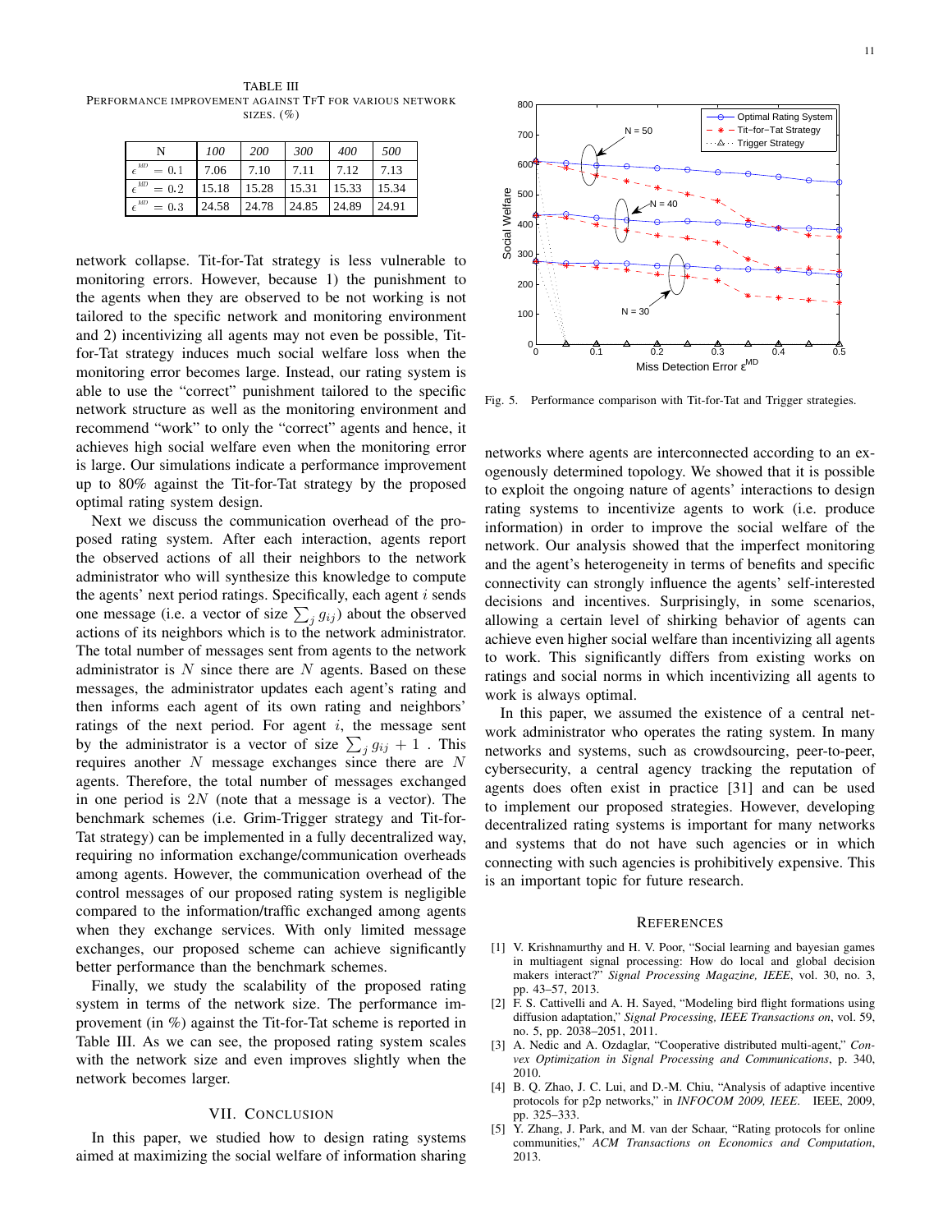TABLE III
PERFORMANCE IMPROVEMENT AGAINST TFT FOR VARIOUS NETWORK SIZES. (%)

| N | 100 | 200 | 300 | 400 | 500 |
|---|---|---|---|---|---|
| $\epsilon^{MD} = 0.1$ | 7.06 | 7.10 | 7.11 | 7.12 | 7.13 |
| $\epsilon^{MD} = 0.2$ | 15.18 | 15.28 | 15.31 | 15.33 | 15.34 |
| $\epsilon^{MD} = 0.3$ | 24.58 | 24.78 | 24.85 | 24.89 | 24.91 |

network collapse. Tit-for-Tat strategy is less vulnerable to monitoring errors. However, because 1) the punishment to the agents when they are observed to be not working is not tailored to the specific network and monitoring environment and 2) incentivizing all agents may not even be possible, Tit-for-Tat strategy induces much social welfare loss when the monitoring error becomes large. Instead, our rating system is able to use the "correct" punishment tailored to the specific network structure as well as the monitoring environment and recommend "work" to only the "correct" agents and hence, it achieves high social welfare even when the monitoring error is large. Our simulations indicate a performance improvement up to 80% against the Tit-for-Tat strategy by the proposed optimal rating system design.

Next we discuss the communication overhead of the proposed rating system. After each interaction, agents report the observed actions of all their neighbors to the network administrator who will synthesize this knowledge to compute the agents' next period ratings. Specifically, each agent $i$ sends one message (i.e. a vector of size $\sum_j g_{ij}$) about the observed actions of its neighbors which is to the network administrator. The total number of messages sent from agents to the network administrator is $N$ since there are $N$ agents. Based on these messages, the administrator updates each agent's rating and then informs each agent of its own rating and neighbors' ratings of the next period. For agent $i$, the message sent by the administrator is a vector of size $\sum_j g_{ij} + 1$ . This requires another $N$ message exchanges since there are $N$ agents. Therefore, the total number of messages exchanged in one period is $2N$ (note that a message is a vector). The benchmark schemes (i.e. Grim-Trigger strategy and Tit-for-Tat strategy) can be implemented in a fully decentralized way, requiring no information exchange/communication overheads among agents. However, the communication overhead of the control messages of our proposed rating system is negligible compared to the information/traffic exchanged among agents when they exchange services. With only limited message exchanges, our proposed scheme can achieve significantly better performance than the benchmark schemes.

Finally, we study the scalability of the proposed rating system in terms of the network size. The performance improvement (in %) against the Tit-for-Tat scheme is reported in Table III. As we can see, the proposed rating system scales with the network size and even improves slightly when the network becomes larger.

## VII. CONCLUSION

In this paper, we studied how to design rating systems aimed at maximizing the social welfare of information sharing networks where agents are interconnected according to an exogenously determined topology. We showed that it is possible to exploit the ongoing nature of agents' interactions to design rating systems to incentivize agents to work (i.e. produce information) in order to improve the social welfare of the network. Our analysis showed that the imperfect monitoring and the agent's heterogeneity in terms of benefits and specific connectivity can strongly influence the agents' self-interested decisions and incentives. Surprisingly, in some scenarios, allowing a certain level of shirking behavior of agents can achieve even higher social welfare than incentivizing all agents to work. This significantly differs from existing works on ratings and social norms in which incentivizing all agents to work is always optimal.

In this paper, we assumed the existence of a central network administrator who operates the rating system. In many networks and systems, such as crowdsourcing, peer-to-peer, cybersecurity, a central agency tracking the reputation of agents does often exist in practice [31] and can be used to implement our proposed strategies. However, developing decentralized rating systems is important for many networks and systems that do not have such agencies or in which connecting with such agencies is prohibitively expensive. This is an important topic for future research.

Fig. 5. Performance comparison with Tit-for-Tat and Trigger strategies.

## REFERENCES

[1] V. Krishnamurthy and H. V. Poor, "Social learning and bayesian games in multiagent signal processing: How do local and global decision makers interact?" *Signal Processing Magazine, IEEE*, vol. 30, no. 3, pp. 43–57, 2013.

[2] F. S. Cattivelli and A. H. Sayed, "Modeling bird flight formations using diffusion adaptation," *Signal Processing, IEEE Transactions on*, vol. 59, no. 5, pp. 2038–2051, 2011.

[3] A. Nedic and A. Ozdaglar, "Cooperative distributed multi-agent," *Convex Optimization in Signal Processing and Communications*, p. 340, 2010.

[4] B. Q. Zhao, J. C. Lui, and D.-M. Chiu, "Analysis of adaptive incentive protocols for p2p networks," in *INFOCOM 2009, IEEE*. IEEE, 2009, pp. 325–333.

[5] Y. Zhang, J. Park, and M. van der Schaar, "Rating protocols for online communities," *ACM Transactions on Economics and Computation*, 2013.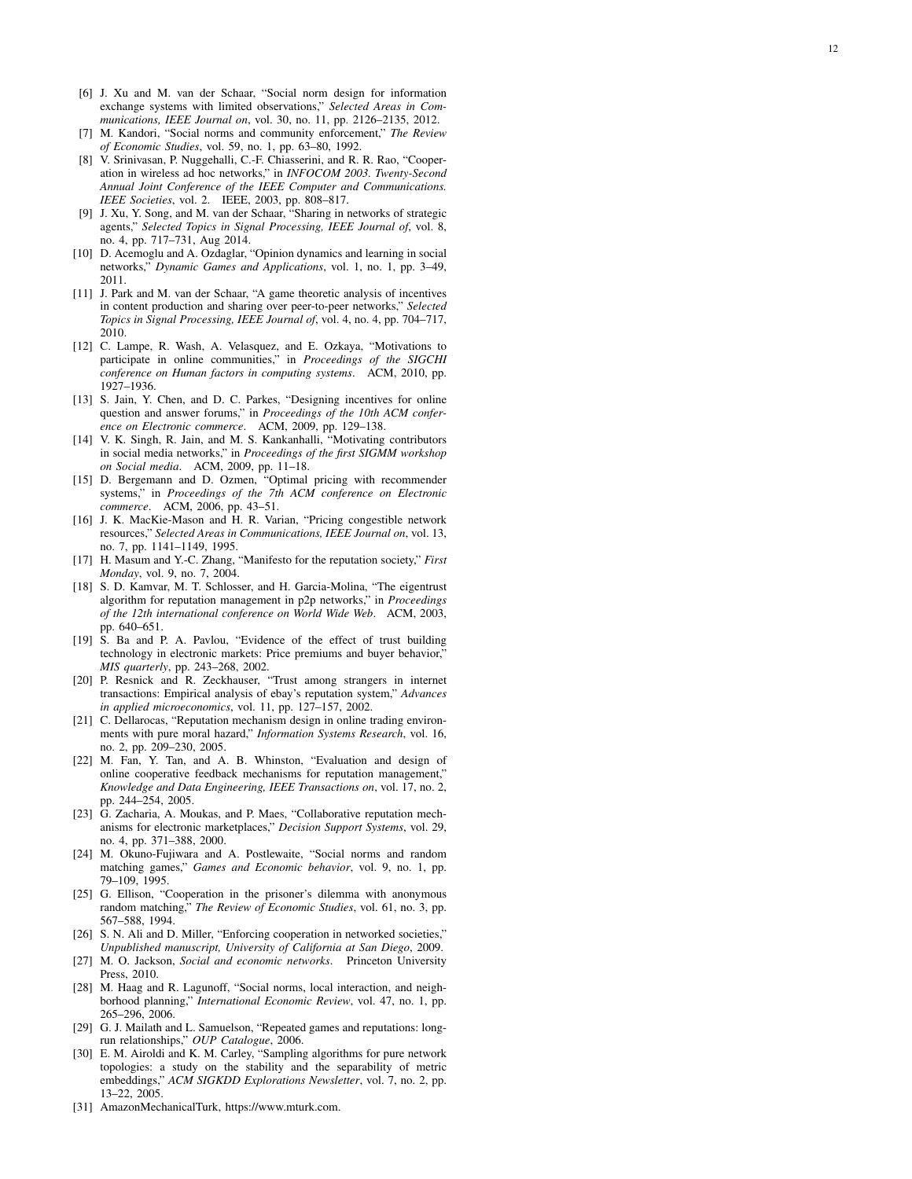[6] J. Xu and M. van der Schaar, "Social norm design for information exchange systems with limited observations," *Selected Areas in Communications, IEEE Journal on*, vol. 30, no. 11, pp. 2126–2135, 2012.

[7] M. Kandori, "Social norms and community enforcement," *The Review of Economic Studies*, vol. 59, no. 1, pp. 63–80, 1992.

[8] V. Srinivasan, P. Nuggehalli, C.-F. Chiasserini, and R. R. Rao, "Cooperation in wireless ad hoc networks," in *INFOCOM 2003. Twenty-Second Annual Joint Conference of the IEEE Computer and Communications. IEEE Societies*, vol. 2. IEEE, 2003, pp. 808–817.

[9] J. Xu, Y. Song, and M. van der Schaar, "Sharing in networks of strategic agents," *Selected Topics in Signal Processing, IEEE Journal of*, vol. 8, no. 4, pp. 717–731, Aug 2014.

[10] D. Acemoglu and A. Ozdaglar, "Opinion dynamics and learning in social networks," *Dynamic Games and Applications*, vol. 1, no. 1, pp. 3–49, 2011.

[11] J. Park and M. van der Schaar, "A game theoretic analysis of incentives in content production and sharing over peer-to-peer networks," *Selected Topics in Signal Processing, IEEE Journal of*, vol. 4, no. 4, pp. 704–717, 2010.

[12] C. Lampe, R. Wash, A. Velasquez, and E. Ozkaya, "Motivations to participate in online communities," in *Proceedings of the SIGCHI conference on Human factors in computing systems*. ACM, 2010, pp. 1927–1936.

[13] S. Jain, Y. Chen, and D. C. Parkes, "Designing incentives for online question and answer forums," in *Proceedings of the 10th ACM conference on Electronic commerce*. ACM, 2009, pp. 129–138.

[14] V. K. Singh, R. Jain, and M. S. Kankanhalli, "Motivating contributors in social media networks," in *Proceedings of the first SIGMM workshop on Social media*. ACM, 2009, pp. 11–18.

[15] D. Bergemann and D. Ozmen, "Optimal pricing with recommender systems," in *Proceedings of the 7th ACM conference on Electronic commerce*. ACM, 2006, pp. 43–51.

[16] J. K. MacKie-Mason and H. R. Varian, "Pricing congestible network resources," *Selected Areas in Communications, IEEE Journal on*, vol. 13, no. 7, pp. 1141–1149, 1995.

[17] H. Masum and Y.-C. Zhang, "Manifesto for the reputation society," *First Monday*, vol. 9, no. 7, 2004.

[18] S. D. Kamvar, M. T. Schlosser, and H. Garcia-Molina, "The eigentrust algorithm for reputation management in p2p networks," in *Proceedings of the 12th international conference on World Wide Web*. ACM, 2003, pp. 640–651.

[19] S. Ba and P. A. Pavlou, "Evidence of the effect of trust building technology in electronic markets: Price premiums and buyer behavior," *MIS quarterly*, pp. 243–268, 2002.

[20] P. Resnick and R. Zeckhauser, "Trust among strangers in internet transactions: Empirical analysis of ebay's reputation system," *Advances in applied microeconomics*, vol. 11, pp. 127–157, 2002.

[21] C. Dellarocas, "Reputation mechanism design in online trading environments with pure moral hazard," *Information Systems Research*, vol. 16, no. 2, pp. 209–230, 2005.

[22] M. Fan, Y. Tan, and A. B. Whinston, "Evaluation and design of online cooperative feedback mechanisms for reputation management," *Knowledge and Data Engineering, IEEE Transactions on*, vol. 17, no. 2, pp. 244–254, 2005.

[23] G. Zacharia, A. Moukas, and P. Maes, "Collaborative reputation mechanisms for electronic marketplaces," *Decision Support Systems*, vol. 29, no. 4, pp. 371–388, 2000.

[24] M. Okuno-Fujiwara and A. Postlewaite, "Social norms and random matching games," *Games and Economic behavior*, vol. 9, no. 1, pp. 79–109, 1995.

[25] G. Ellison, "Cooperation in the prisoner's dilemma with anonymous random matching," *The Review of Economic Studies*, vol. 61, no. 3, pp. 567–588, 1994.

[26] S. N. Ali and D. Miller, "Enforcing cooperation in networked societies," *Unpublished manuscript, University of California at San Diego*, 2009.

[27] M. O. Jackson, *Social and economic networks*. Princeton University Press, 2010.

[28] M. Haag and R. Lagunoff, "Social norms, local interaction, and neighborhood planning," *International Economic Review*, vol. 47, no. 1, pp. 265–296, 2006.

[29] G. J. Mailath and L. Samuelson, "Repeated games and reputations: long-run relationships," *OUP Catalogue*, 2006.

[30] E. M. Airoldi and K. M. Carley, "Sampling algorithms for pure network topologies: a study on the stability and the separability of metric embeddings," *ACM SIGKDD Explorations Newsletter*, vol. 7, no. 2, pp. 13–22, 2005.

[31] AmazonMechanicalTurk, https://www.mturk.com.